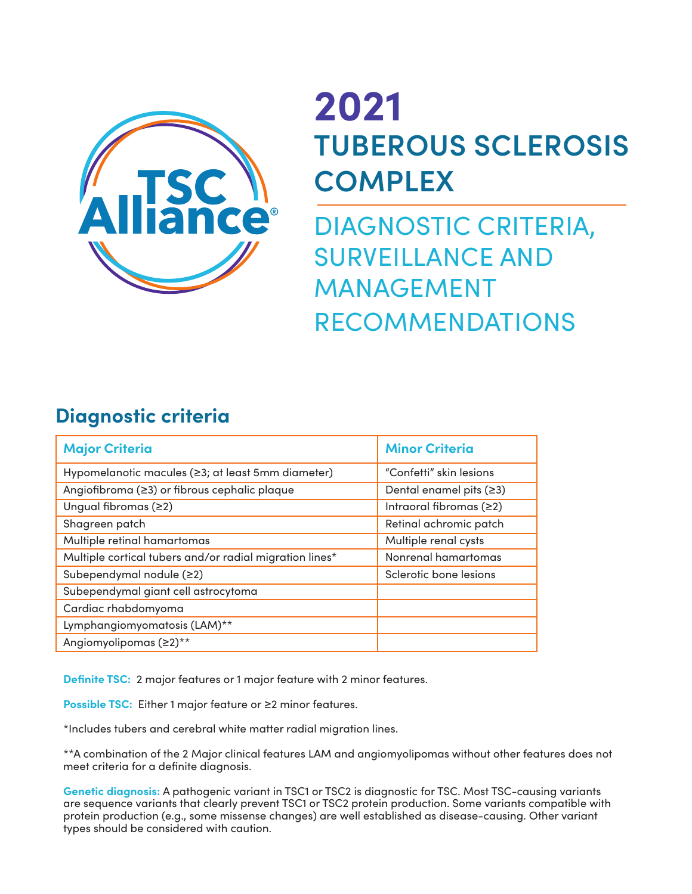# 2021 TUBEROUS SCLEROSIS COMPLEX

## DIAGNOSTIC CRITERIA, SURVEILLANCE AND MANAGEMENT RECOMMENDATIONS

## Diagnostic criteria

| Major Criteria | Minor Criteria |
|---|---|
| Hypomelanotic macules (≥3; at least 5mm diameter) | "Confetti" skin lesions |
| Angiofibroma (≥3) or fibrous cephalic plaque | Dental enamel pits (≥3) |
| Ungual fibromas (≥2) | Intraoral fibromas (≥2) |
| Shagreen patch | Retinal achromic patch |
| Multiple retinal hamartomas | Multiple renal cysts |
| Multiple cortical tubers and/or radial migration lines* | Nonrenal hamartomas |
| Subependymal nodule (≥2) | Sclerotic bone lesions |
| Subependymal giant cell astrocytoma | |
| Cardiac rhabdomyoma | |
| Lymphangiomyomatosis (LAM)** | |
| Angiomyolipomas (≥2)** | |

**Definite TSC:** 2 major features or 1 major feature with 2 minor features.

**Possible TSC:** Either 1 major feature or ≥2 minor features.

*Includes tubers and cerebral white matter radial migration lines.

**A combination of the 2 Major clinical features LAM and angiomyolipomas without other features does not meet criteria for a definite diagnosis.

**Genetic diagnosis:** A pathogenic variant in TSC1 or TSC2 is diagnostic for TSC. Most TSC-causing variants are sequence variants that clearly prevent TSC1 or TSC2 protein production. Some variants compatible with protein production (e.g., some missense changes) are well established as disease-causing. Other variant types should be considered with caution.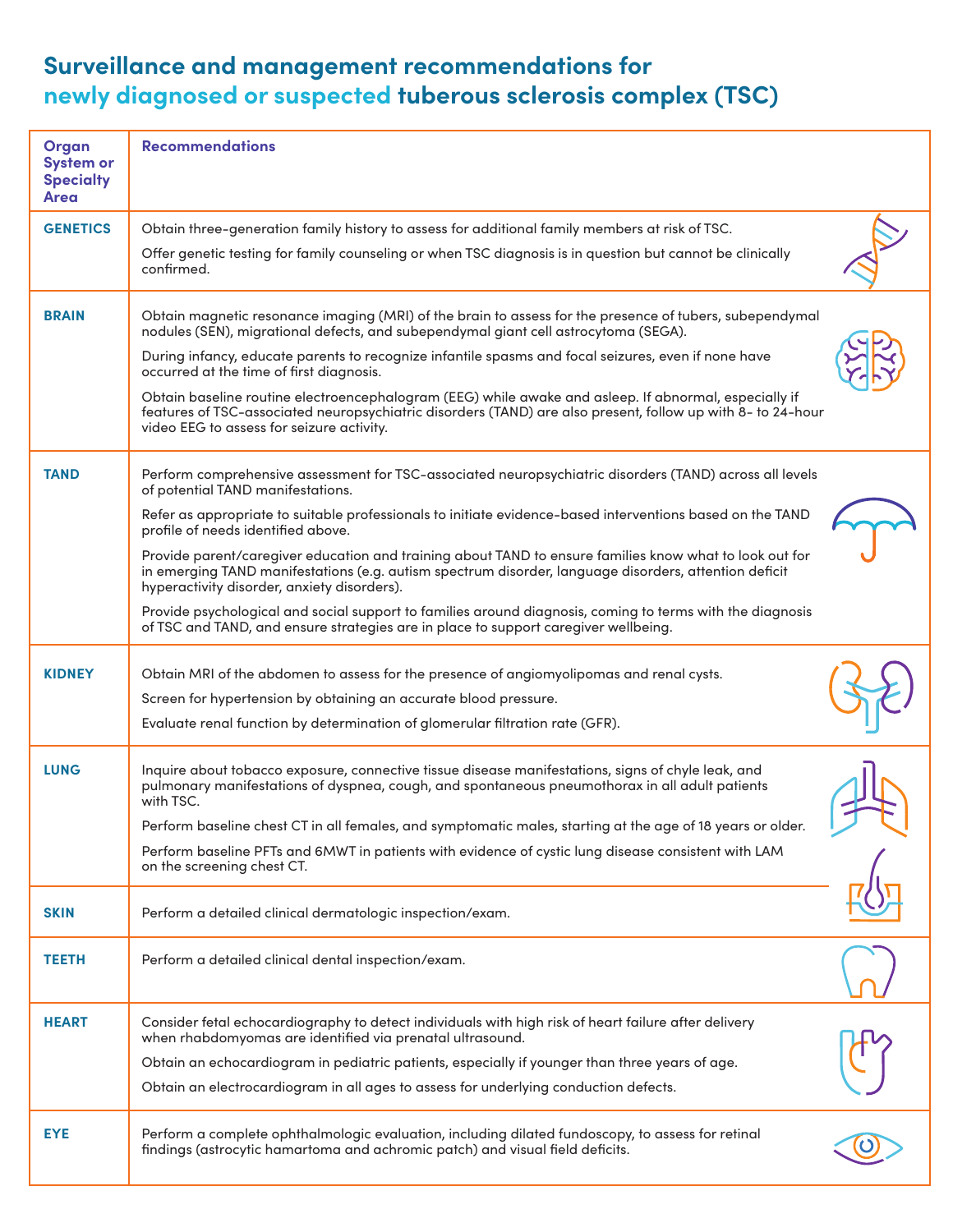# Surveillance and management recommendations for newly diagnosed or suspected tuberous sclerosis complex (TSC)

| Organ System or Specialty Area | Recommendations |
|---|---|
| **GENETICS** | Obtain three-generation family history to assess for additional family members at risk of TSC.<br><br>Offer genetic testing for family counseling or when TSC diagnosis is in question but cannot be clinically confirmed. |
| **BRAIN** | Obtain magnetic resonance imaging (MRI) of the brain to assess for the presence of tubers, subependymal nodules (SEN), migrational defects, and subependymal giant cell astrocytoma (SEGA).<br><br>During infancy, educate parents to recognize infantile spasms and focal seizures, even if none have occurred at the time of first diagnosis.<br><br>Obtain baseline routine electroencephalogram (EEG) while awake and asleep. If abnormal, especially if features of TSC-associated neuropsychiatric disorders (TAND) are also present, follow up with 8- to 24-hour video EEG to assess for seizure activity. |
| **TAND** | Perform comprehensive assessment for TSC-associated neuropsychiatric disorders (TAND) across all levels of potential TAND manifestations.<br><br>Refer as appropriate to suitable professionals to initiate evidence-based interventions based on the TAND profile of needs identified above.<br><br>Provide parent/caregiver education and training about TAND to ensure families know what to look out for in emerging TAND manifestations (e.g. autism spectrum disorder, language disorders, attention deficit hyperactivity disorder, anxiety disorders).<br><br>Provide psychological and social support to families around diagnosis, coming to terms with the diagnosis of TSC and TAND, and ensure strategies are in place to support caregiver wellbeing. |
| **KIDNEY** | Obtain MRI of the abdomen to assess for the presence of angiomyolipomas and renal cysts.<br><br>Screen for hypertension by obtaining an accurate blood pressure.<br><br>Evaluate renal function by determination of glomerular filtration rate (GFR). |
| **LUNG** | Inquire about tobacco exposure, connective tissue disease manifestations, signs of chyle leak, and pulmonary manifestations of dyspnea, cough, and spontaneous pneumothorax in all adult patients with TSC.<br><br>Perform baseline chest CT in all females, and symptomatic males, starting at the age of 18 years or older.<br><br>Perform baseline PFTs and 6MWT in patients with evidence of cystic lung disease consistent with LAM on the screening chest CT. |
| **SKIN** | Perform a detailed clinical dermatologic inspection/exam. |
| **TEETH** | Perform a detailed clinical dental inspection/exam. |
| **HEART** | Consider fetal echocardiography to detect individuals with high risk of heart failure after delivery when rhabdomyomas are identified via prenatal ultrasound.<br><br>Obtain an echocardiogram in pediatric patients, especially if younger than three years of age.<br><br>Obtain an electrocardiogram in all ages to assess for underlying conduction defects. |
| **EYE** | Perform a complete ophthalmologic evaluation, including dilated fundoscopy, to assess for retinal findings (astrocytic hamartoma and achromic patch) and visual field deficits. |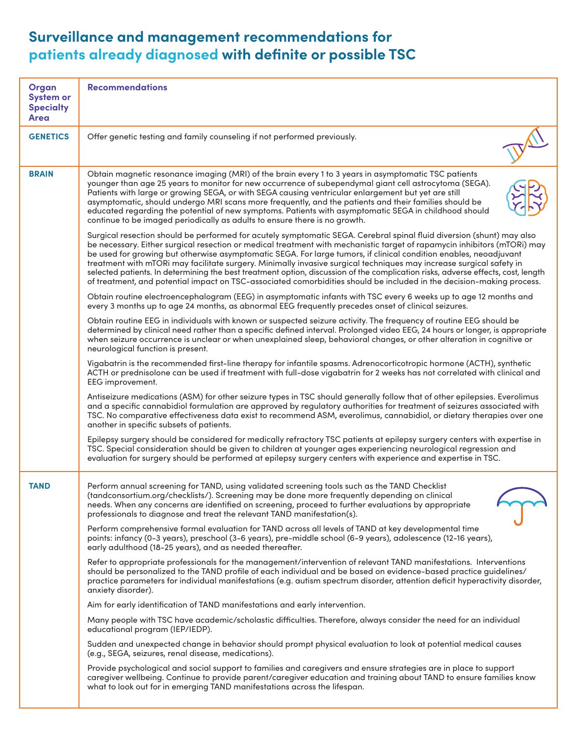# Surveillance and management recommendations for patients already diagnosed with definite or possible TSC

| Organ System or Specialty Area | Recommendations |
| --- | --- |
| **GENETICS** | Offer genetic testing and family counseling if not performed previously. |
| **BRAIN** | Obtain magnetic resonance imaging (MRI) of the brain every 1 to 3 years in asymptomatic TSC patients younger than age 25 years to monitor for new occurrence of subependymal giant cell astrocytoma (SEGA). Patients with large or growing SEGA, or with SEGA causing ventricular enlargement but yet are still asymptomatic, should undergo MRI scans more frequently, and the patients and their families should be educated regarding the potential of new symptoms. Patients with asymptomatic SEGA in childhood should continue to be imaged periodically as adults to ensure there is no growth.<br><br>Surgical resection should be performed for acutely symptomatic SEGA. Cerebral spinal fluid diversion (shunt) may also be necessary. Either surgical resection or medical treatment with mechanistic target of rapamycin inhibitors (mTORi) may be used for growing but otherwise asymptomatic SEGA. For large tumors, if clinical condition enables, neoadjuvant treatment with mTORi may facilitate surgery. Minimally invasive surgical techniques may increase surgical safety in selected patients. In determining the best treatment option, discussion of the complication risks, adverse effects, cost, length of treatment, and potential impact on TSC-associated comorbidities should be included in the decision-making process.<br><br>Obtain routine electroencephalogram (EEG) in asymptomatic infants with TSC every 6 weeks up to age 12 months and every 3 months up to age 24 months, as abnormal EEG frequently precedes onset of clinical seizures.<br><br>Obtain routine EEG in individuals with known or suspected seizure activity. The frequency of routine EEG should be determined by clinical need rather than a specific defined interval. Prolonged video EEG, 24 hours or longer, is appropriate when seizure occurrence is unclear or when unexplained sleep, behavioral changes, or other alteration in cognitive or neurological function is present.<br><br>Vigabatrin is the recommended first-line therapy for infantile spasms. Adrenocorticotropic hormone (ACTH), synthetic ACTH or prednisolone can be used if treatment with full-dose vigabatrin for 2 weeks has not correlated with clinical and EEG improvement.<br><br>Antiseizure medications (ASM) for other seizure types in TSC should generally follow that of other epilepsies. Everolimus and a specific cannabidiol formulation are approved by regulatory authorities for treatment of seizures associated with TSC. No comparative effectiveness data exist to recommend ASM, everolimus, cannabidiol, or dietary therapies over one another in specific subsets of patients.<br><br>Epilepsy surgery should be considered for medically refractory TSC patients at epilepsy surgery centers with expertise in TSC. Special consideration should be given to children at younger ages experiencing neurological regression and evaluation for surgery should be performed at epilepsy surgery centers with experience and expertise in TSC. |
| **TAND** | Perform annual screening for TAND, using validated screening tools such as the TAND Checklist (tandconsortium.org/checklists/). Screening may be done more frequently depending on clinical needs. When any concerns are identified on screening, proceed to further evaluations by appropriate professionals to diagnose and treat the relevant TAND manifestation(s).<br><br>Perform comprehensive formal evaluation for TAND across all levels of TAND at key developmental time points: infancy (0-3 years), preschool (3-6 years), pre-middle school (6-9 years), adolescence (12-16 years), early adulthood (18-25 years), and as needed thereafter.<br><br>Refer to appropriate professionals for the management/intervention of relevant TAND manifestations. Interventions should be personalized to the TAND profile of each individual and be based on evidence-based practice guidelines/practice parameters for individual manifestations (e.g. autism spectrum disorder, attention deficit hyperactivity disorder, anxiety disorder).<br><br>Aim for early identification of TAND manifestations and early intervention.<br><br>Many people with TSC have academic/scholastic difficulties. Therefore, always consider the need for an individual educational program (IEP/IEDP).<br><br>Sudden and unexpected change in behavior should prompt physical evaluation to look at potential medical causes (e.g., SEGA, seizures, renal disease, medications).<br><br>Provide psychological and social support to families and caregivers and ensure strategies are in place to support caregiver wellbeing. Continue to provide parent/caregiver education and training about TAND to ensure families know what to look out for in emerging TAND manifestations across the lifespan. |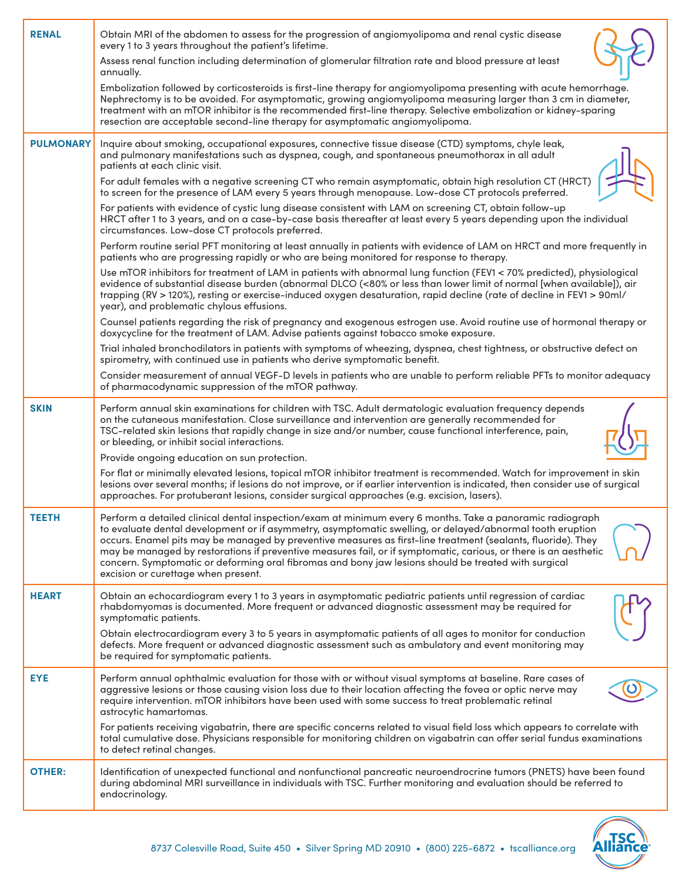| | |
|---|---|
| **RENAL** | Obtain MRI of the abdomen to assess for the progression of angiomyolipoma and renal cystic disease every 1 to 3 years throughout the patient's lifetime.<br><br>Assess renal function including determination of glomerular filtration rate and blood pressure at least annually.<br><br>Embolization followed by corticosteroids is first-line therapy for angiomyolipoma presenting with acute hemorrhage. Nephrectomy is to be avoided. For asymptomatic, growing angiomyolipoma measuring larger than 3 cm in diameter, treatment with an mTOR inhibitor is the recommended first-line therapy. Selective embolization or kidney-sparing resection are acceptable second-line therapy for asymptomatic angiomyolipoma. |
| **PULMONARY** | Inquire about smoking, occupational exposures, connective tissue disease (CTD) symptoms, chyle leak, and pulmonary manifestations such as dyspnea, cough, and spontaneous pneumothorax in all adult patients at each clinic visit.<br><br>For adult females with a negative screening CT who remain asymptomatic, obtain high resolution CT (HRCT) to screen for the presence of LAM every 5 years through menopause. Low-dose CT protocols preferred.<br><br>For patients with evidence of cystic lung disease consistent with LAM on screening CT, obtain follow-up HRCT after 1 to 3 years, and on a case-by-case basis thereafter at least every 5 years depending upon the individual circumstances. Low-dose CT protocols preferred.<br><br>Perform routine serial PFT monitoring at least annually in patients with evidence of LAM on HRCT and more frequently in patients who are progressing rapidly or who are being monitored for response to therapy.<br><br>Use mTOR inhibitors for treatment of LAM in patients with abnormal lung function (FEV1 < 70% predicted), physiological evidence of substantial disease burden (abnormal DLCO (<80% or less than lower limit of normal [when available]), air trapping (RV > 120%), resting or exercise-induced oxygen desaturation, rapid decline (rate of decline in FEV1 > 90ml/year), and problematic chylous effusions.<br><br>Counsel patients regarding the risk of pregnancy and exogenous estrogen use. Avoid routine use of hormonal therapy or doxycycline for the treatment of LAM. Advise patients against tobacco smoke exposure.<br><br>Trial inhaled bronchodilators in patients with symptoms of wheezing, dyspnea, chest tightness, or obstructive defect on spirometry, with continued use in patients who derive symptomatic benefit.<br><br>Consider measurement of annual VEGF-D levels in patients who are unable to perform reliable PFTs to monitor adequacy of pharmacodynamic suppression of the mTOR pathway. |
| **SKIN** | Perform annual skin examinations for children with TSC. Adult dermatologic evaluation frequency depends on the cutaneous manifestation. Close surveillance and intervention are generally recommended for TSC-related skin lesions that rapidly change in size and/or number, cause functional interference, pain, or bleeding, or inhibit social interactions.<br><br>Provide ongoing education on sun protection.<br><br>For flat or minimally elevated lesions, topical mTOR inhibitor treatment is recommended. Watch for improvement in skin lesions over several months; if lesions do not improve, or if earlier intervention is indicated, then consider use of surgical approaches. For protuberant lesions, consider surgical approaches (e.g. excision, lasers). |
| **TEETH** | Perform a detailed clinical dental inspection/exam at minimum every 6 months. Take a panoramic radiograph to evaluate dental development or if asymmetry, asymptomatic swelling, or delayed/abnormal tooth eruption occurs. Enamel pits may be managed by preventive measures as first-line treatment (sealants, fluoride). They may be managed by restorations if preventive measures fail, or if symptomatic, carious, or there is an aesthetic concern. Symptomatic or deforming oral fibromas and bony jaw lesions should be treated with surgical excision or curettage when present. |
| **HEART** | Obtain an echocardiogram every 1 to 3 years in asymptomatic pediatric patients until regression of cardiac rhabdomyomas is documented. More frequent or advanced diagnostic assessment may be required for symptomatic patients.<br><br>Obtain electrocardiogram every 3 to 5 years in asymptomatic patients of all ages to monitor for conduction defects. More frequent or advanced diagnostic assessment such as ambulatory and event monitoring may be required for symptomatic patients. |
| **EYE** | Perform annual ophthalmic evaluation for those with or without visual symptoms at baseline. Rare cases of aggressive lesions or those causing vision loss due to their location affecting the fovea or optic nerve may require intervention. mTOR inhibitors have been used with some success to treat problematic retinal astrocytic hamartomas.<br><br>For patients receiving vigabatrin, there are specific concerns related to visual field loss which appears to correlate with total cumulative dose. Physicians responsible for monitoring children on vigabatrin can offer serial fundus examinations to detect retinal changes. |
| **OTHER:** | Identification of unexpected functional and nonfunctional pancreatic neuroendrocrine tumors (PNETS) have been found during abdominal MRI surveillance in individuals with TSC. Further monitoring and evaluation should be referred to endocrinology. |

8737 Colesville Road, Suite 450 • Silver Spring MD 20910 • (800) 225-6872 • tscalliance.org